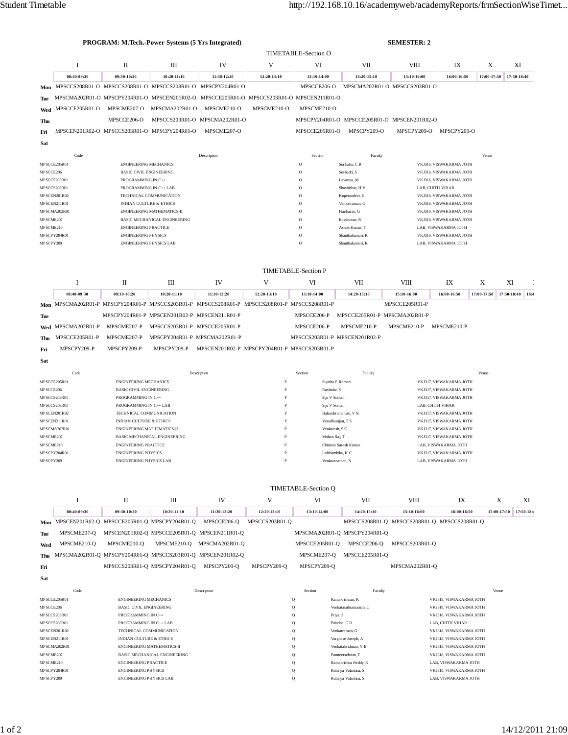**PROGRAM: M.Tech.-Power Systems (5 Yrs Integrated)** **SEMESTER: 2**

## TIMETABLE-Section O

| | I | II | III | IV | V | VI | VII | VIII | IX | X | XI |
|---|---|---|---|---|---|---|---|---|---|---|---|
| | 08:40-09:30 | 09:30-10:20 | 10:20-11:10 | 11:30-12:20 | 12:20-13:10 | 13:10-14:00 | 14:20-15:10 | 15:10-16:00 | 16:00-16:50 | 17:00-17:50 | 17:50-18:40 |
| **Mon** | MPSCCS208R01-O | MPSCCS208R01-O | MPSCCS208R01-O | MPSCPY204R01-O | | MPSCCE206-O | MPSCMA202R01-O | MPSCCS203R01-O | | | |
| **Tue** | MPSCMA202R01-O | MPSCPY204R01-O | MPSCEN201R02-O | MPSCCE205R01-O | MPSCCS203R01-O | MPSCEN211R01-O | | | | | |
| **Wed** | MPSCCE205R01-O | MPSCME207-O | MPSCMA202R01-O | MPSCME210-O | MPSCME210-O | MPSCME210-O | | | | | |
| **Thu** | | MPSCCE206-O | MPSCCS203R01-O | MPSCMA202R01-O | | MPSCPY204R01-O | MPSCCE205R01-O | MPSCEN201R02-O | | | |
| **Fri** | MPSCEN201R02-O | MPSCCS203R01-O | MPSCPY204R01-O | MPSCME207-O | | MPSCCE205R01-O | MPSCPY209-O | MPSCPY209-O | MPSCPY209-O | | |
| **Sat** | | | | | | | | | | | |

| Code | Description | Section | Faculty | Venue |
|---|---|---|---|---|
| MPSCCE205R01 | ENGINEERING MECHANICS | O | Suribabu, C R | VKJ316, VISWAKARMA JOTH |
| MPSCCE206 | BASIC CIVIL ENGINEERING | O | Seshadri, S | VKJ316, VISWAKARMA JOTH |
| MPSCCS203R01 | PROGRAMMING IN C++ | O | Lavanya, M | VKJ316, VISWAKARMA JOTH |
| MPSCCS208R01 | PROGRAMMING IN C++ LAB | O | Shashidhar, H V | LAB, CHITH VIHAR |
| MPSCEN201R02 | TECHNICAL COMMUNICATION | O | Koperundevi, E | VKJ316, VISWAKARMA JOTH |
| MPSCEN211R01 | INDIAN CULTURE & ETHICS | O | Venkatraman, G | VKJ316, VISWAKARMA JOTH |
| MPSCMA202R01 | ENGINEERING MATHEMATICS-II | O | Hariharan, G | VKJ316, VISWAKARMA JOTH |
| MPSCME207 | BASIC MECHANICAL ENGINEERING | O | Ravikumar, R | VKJ316, VISWAKARMA JOTH |
| MPSCME210 | ENGINEERING PRACTICE | O | Ashok Kumar, T | LAB, VISWAKARMA JOTH |
| MPSCPY204R01 | ENGINEERING PHYSICS | O | Shanthakumari, K | VKJ316, VISWAKARMA JOTH |
| MPSCPY209 | ENGINEERING PHYSICS LAB | O | Shanthakumari, K | LAB, VISWAKARMA JOTH |

## TIMETABLE-Section P

| | I | II | III | IV | V | VI | VII | VIII | IX | X | XI |
|---|---|---|---|---|---|---|---|---|---|---|---|
| | 08:40-09:30 | 09:30-10:20 | 10:20-11:10 | 11:30-12:20 | 12:20-13:10 | 13:10-14:00 | 14:20-15:10 | 15:10-16:00 | 16:00-16:50 | 17:00-17:50 | 17:50-18:40 |
| **Mon** | MPSCMA202R01-P | MPSCPY204R01-P | MPSCCS203R01-P | MPSCCS208R01-P | MPSCCS208R01-P | MPSCCS208R01-P | | MPSCCE205R01-P | | | |
| **Tue** | | MPSCPY204R01-P | MPSCEN201R02-P | MPSCEN211R01-P | | MPSCCE206-P | MPSCCE205R01-P | MPSCMA202R01-P | | | |
| **Wed** | MPSCMA202R01-P | MPSCME207-P | MPSCCS203R01-P | MPSCCE205R01-P | | MPSCCE206-P | MPSCME210-P | MPSCME210-P | MPSCME210-P | | |
| **Thu** | MPSCCE205R01-P | MPSCME207-P | MPSCPY204R01-P | MPSCMA202R01-P | | MPSCCS203R01-P | MPSCEN201R02-P | | | | |
| **Fri** | MPSCPY209-P | MPSCPY209-P | MPSCPY209-P | MPSCEN201R02-P | MPSCPY204R01-P | MPSCCS203R01-P | | | | | |
| **Sat** | | | | | | | | | | | |

| Code | Description | Section | Faculty | Venue |
|---|---|---|---|---|
| MPSCCE205R01 | ENGINEERING MECHANICS | P | Sujatha E Ramani | VKJ317, VISWAKARMA JOTH |
| MPSCCE206 | BASIC CIVIL ENGINEERING | P | Ravindar, S | VKJ317, VISWAKARMA JOTH |
| MPSCCS203R01 | PROGRAMMING IN C++ | P | Siju V Soman | VKJ317, VISWAKARMA JOTH |
| MPSCCS208R01 | PROGRAMMING IN C++ LAB | P | Siju V Soman | LAB, CHITH VIHAR |
| MPSCEN201R02 | TECHNICAL COMMUNICATION | P | Balasubramanian, V K | VKJ317, VISWAKARMA JOTH |
| MPSCEN211R01 | INDIAN CULTURE & ETHICS | P | Varadharajan, T S | VKJ317, VISWAKARMA JOTH |
| MPSCMA202R01 | ENGINEERING MATHEMATICS-II | P | Venkatesh, S G | VKJ317, VISWAKARMA JOTH |
| MPSCME207 | BASIC MECHANICAL ENGINEERING | P | Mohan Raj, T | VKJ317, VISWAKARMA JOTH |
| MPSCME210 | ENGINEERING PRACTICE | P | Chintam Suresh Kumar | LAB, VISWAKARMA JOTH |
| MPSCPY204R01 | ENGINEERING PHYSICS | P | Lalithambika, K C | VKJ317, VISWAKARMA JOTH |
| MPSCPY209 | ENGINEERING PHYSICS LAB | P | Venkatanathan, N | LAB, VISWAKARMA JOTH |

## TIMETABLE-Section Q

| | I | II | III | IV | V | VI | VII | VIII | IX | X | XI |
|---|---|---|---|---|---|---|---|---|---|---|---|
| | 08:40-09:30 | 09:30-10:20 | 10:20-11:10 | 11:30-12:20 | 12:20-13:10 | 13:10-14:00 | 14:20-15:10 | 15:10-16:00 | 16:00-16:50 | 17:00-17:50 | 17:50-18:4 |
| **Mon** | MPSCEN201R02-Q | MPSCCE205R01-Q | MPSCPY204R01-Q | MPSCCE206-Q | MPSCCS203R01-Q | | MPSCCS208R01-Q | MPSCCS208R01-Q | MPSCCS208R01-Q | | |
| **Tue** | MPSCME207-Q | MPSCEN201R02-Q | MPSCCE205R01-Q | MPSCEN211R01-Q | | MPSCMA202R01-Q | MPSCPY204R01-Q | | | | |
| **Wed** | MPSCME210-Q | MPSCME210-Q | MPSCME210-Q | MPSCMA202R01-Q | | MPSCCE205R01-Q | MPSCCE206-Q | MPSCCS203R01-Q | | | |
| **Thu** | MPSCMA202R01-Q | MPSCPY204R01-Q | MPSCCS203R01-Q | MPSCEN201R02-Q | | MPSCME207-Q | MPSCCE205R01-Q | | | | |
| **Fri** | | MPSCCS203R01-Q | MPSCPY204R01-Q | MPSCPY209-Q | MPSCPY209-Q | MPSCPY209-Q | | MPSCMA202R01-Q | | | |
| **Sat** | | | | | | | | | | | |

| Code | Description | Section | Faculty | Venue |
|---|---|---|---|---|
| MPSCCE205R01 | ENGINEERING MECHANICS | Q | Ramakrishnan, K | VKJ318, VISWAKARMA JOTH |
| MPSCCE206 | BASIC CIVIL ENGINEERING | Q | Venkatasubramanian, C | VKJ318, VISWAKARMA JOTH |
| MPSCCS203R01 | PROGRAMMING IN C++ | Q | Priya, S | VKJ318, VISWAKARMA JOTH |
| MPSCCS208R01 | PROGRAMMING IN C++ LAB | Q | Brindha, G R | LAB, CHITH VIHAR |
| MPSCEN201R02 | TECHNICAL COMMUNICATION | Q | Venkatraman, G | VKJ318, VISWAKARMA JOTH |
| MPSCEN211R01 | INDIAN CULTURE & ETHICS | Q | Varghese Joseph, A | VKJ318, VISWAKARMA JOTH |
| MPSCMA202R01 | ENGINEERING MATHEMATICS-II | Q | Venkatakrishnan, Y B | VKJ318, VISWAKARMA JOTH |
| MPSCME207 | BASIC MECHANICAL ENGINEERING | Q | Panneerselvam, T | VKJ318, VISWAKARMA JOTH |
| MPSCME210 | ENGINEERING PRACTICE | Q | Ramakrishna Reddy, K | LAB, VISWAKARMA JOTH |
| MPSCPY204R01 | ENGINEERING PHYSICS | Q | Ruhalya Valantina, S | VKJ318, VISWAKARMA JOTH |
| MPSCPY209 | ENGINEERING PHYSICS LAB | Q | Ruhalya Valantina, S | LAB, VISWAKARMA JOTH |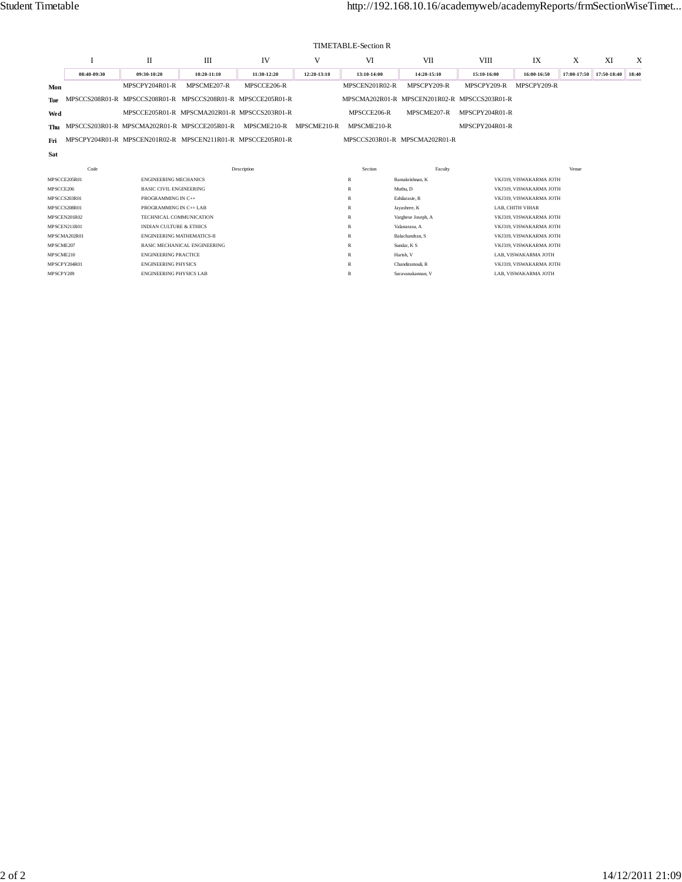TIMETABLE-Section R

| | I | II | III | IV | V | VI | VII | VIII | IX | X | XI | X |
|---|---|---|---|---|---|---|---|---|---|---|---|---|
| | 08:40-09:30 | 09:30-10:20 | 10:20-11:10 | 11:30-12:20 | 12:20-13:10 | 13:10-14:00 | 14:20-15:10 | 15:10-16:00 | 16:00-16:50 | 17:00-17:50 | 17:50-18:40 | 18:40 |
| **Mon** | | MPSCPY204R01-R | MPSCME207-R | MPSCCE206-R | | MPSCEN201R02-R | MPSCPY209-R | MPSCPY209-R | MPSCPY209-R | | | |
| **Tue** | MPSCCS208R01-R | MPSCCS208R01-R | MPSCCS208R01-R | MPSCCE205R01-R | | MPSCMA202R01-R | MPSCEN201R02-R | MPSCCS203R01-R | | | | |
| **Wed** | | MPSCCE205R01-R | MPSCMA202R01-R | MPSCCS203R01-R | | MPSCCE206-R | MPSCME207-R | MPSCPY204R01-R | | | | |
| **Thu** | MPSCCS203R01-R | MPSCMA202R01-R | MPSCCE205R01-R | MPSCME210-R | MPSCME210-R | MPSCME210-R | | MPSCPY204R01-R | | | | |
| **Fri** | MPSCPY204R01-R | MPSCEN201R02-R | MPSCEN211R01-R | MPSCCE205R01-R | | MPSCCS203R01-R | MPSCMA202R01-R | | | | | |
| **Sat** | | | | | | | | | | | | |

| Code | Description | Section | Faculty | Venue |
|---|---|---|---|---|
| MPSCCE205R01 | ENGINEERING MECHANICS | R | Ramakrishnan, K | VKJ319, VISWAKARMA JOTH |
| MPSCCE206 | BASIC CIVIL ENGINEERING | R | Muthu, D | VKJ319, VISWAKARMA JOTH |
| MPSCCS203R01 | PROGRAMMING IN C++ | R | Ezhilarasie, R | VKJ319, VISWAKARMA JOTH |
| MPSCCS208R01 | PROGRAMMING IN C++ LAB | R | Jayashree, K | LAB, CHITH VIHAR |
| MPSCEN201R02 | TECHNICAL COMMUNICATION | R | Varghese Joseph, A | VKJ319, VISWAKARMA JOTH |
| MPSCEN211R01 | INDIAN CULTURE & ETHICS | R | Valanarasu, A | VKJ319, VISWAKARMA JOTH |
| MPSCMA202R01 | ENGINEERING MATHEMATICS-II | R | Balachandran, S | VKJ319, VISWAKARMA JOTH |
| MPSCME207 | BASIC MECHANICAL ENGINEERING | R | Sundar, K S | VKJ319, VISWAKARMA JOTH |
| MPSCME210 | ENGINEERING PRACTICE | R | Harish, V | LAB, VISWAKARMA JOTH |
| MPSCPY204R01 | ENGINEERING PHYSICS | R | Chandiramouli, R | VKJ319, VISWAKARMA JOTH |
| MPSCPY209 | ENGINEERING PHYSICS LAB | R | Saravanakannan, V | LAB, VISWAKARMA JOTH |